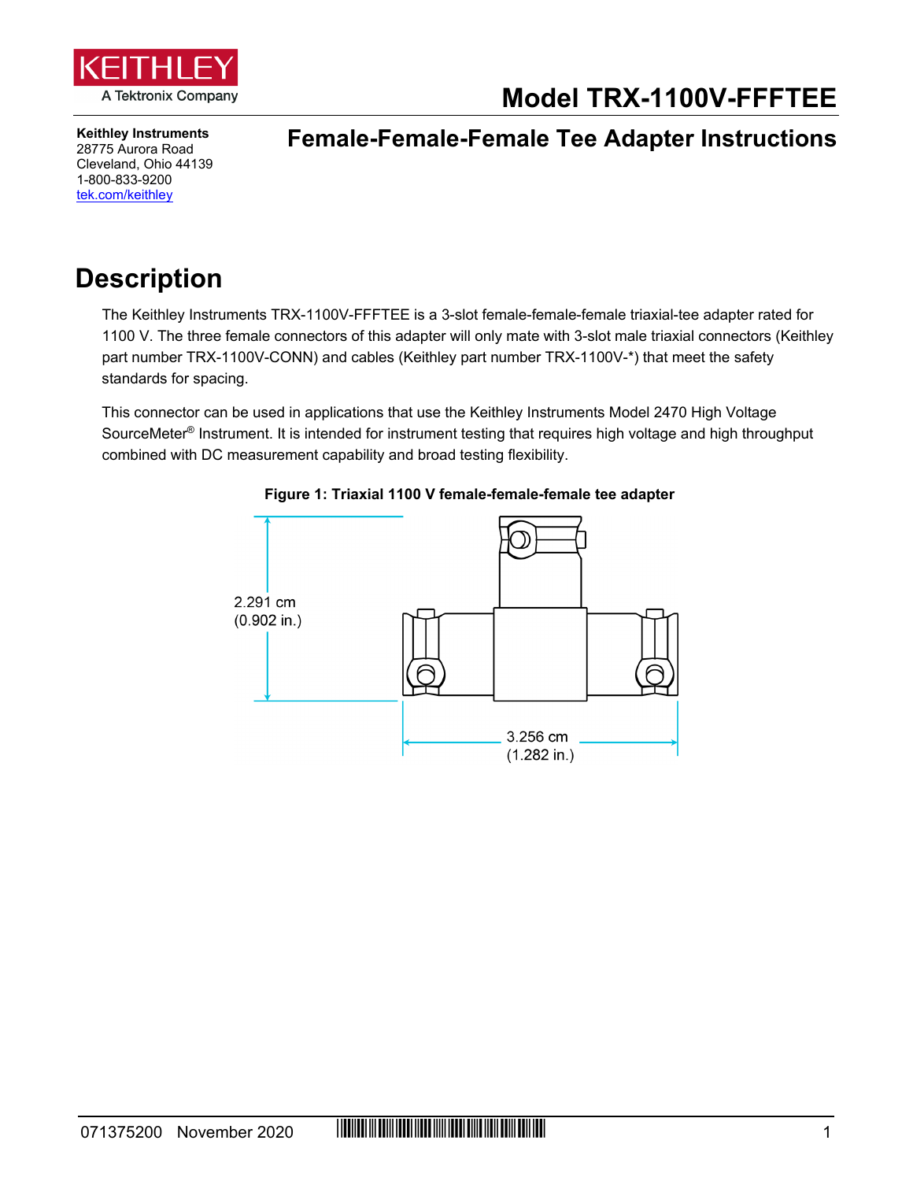# Model TRX-1100V-FFFTEE

**Keithley Instruments**
28775 Aurora Road
Cleveland, Ohio 44139
1-800-833-9200
tek.com/keithley

## Female-Female-Female Tee Adapter Instructions

## Description

The Keithley Instruments TRX-1100V-FFFTEE is a 3-slot female-female-female triaxial-tee adapter rated for 1100 V. The three female connectors of this adapter will only mate with 3-slot male triaxial connectors (Keithley part number TRX-1100V-CONN) and cables (Keithley part number TRX-1100V-*) that meet the safety standards for spacing.

This connector can be used in applications that use the Keithley Instruments Model 2470 High Voltage SourceMeter® Instrument. It is intended for instrument testing that requires high voltage and high throughput combined with DC measurement capability and broad testing flexibility.

**Figure 1: Triaxial 1100 V female-female-female tee adapter**

2.291 cm (0.902 in.)

3.256 cm (1.282 in.)

071375200 November 2020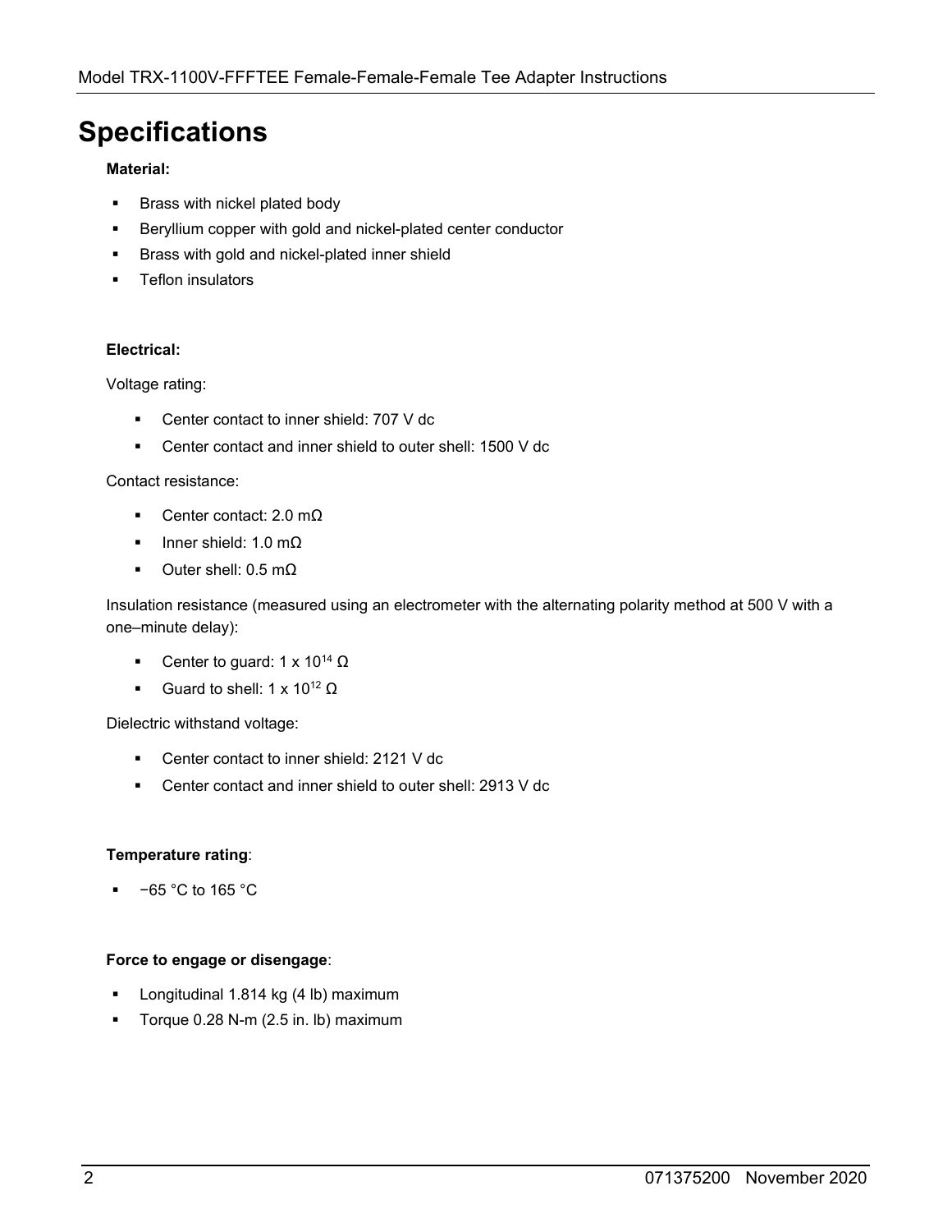# Specifications

**Material:**

- Brass with nickel plated body
- Beryllium copper with gold and nickel-plated center conductor
- Brass with gold and nickel-plated inner shield
- Teflon insulators

**Electrical:**

Voltage rating:

- Center contact to inner shield: 707 V dc
- Center contact and inner shield to outer shell: 1500 V dc

Contact resistance:

- Center contact: 2.0 mΩ
- Inner shield: 1.0 mΩ
- Outer shell: 0.5 mΩ

Insulation resistance (measured using an electrometer with the alternating polarity method at 500 V with a one–minute delay):

- Center to guard: $1 \times 10^{14}$ Ω
- Guard to shell: $1 \times 10^{12}$ Ω

Dielectric withstand voltage:

- Center contact to inner shield: 2121 V dc
- Center contact and inner shield to outer shell: 2913 V dc

**Temperature rating**:

- −65 °C to 165 °C

**Force to engage or disengage**:

- Longitudinal 1.814 kg (4 lb) maximum
- Torque 0.28 N-m (2.5 in. lb) maximum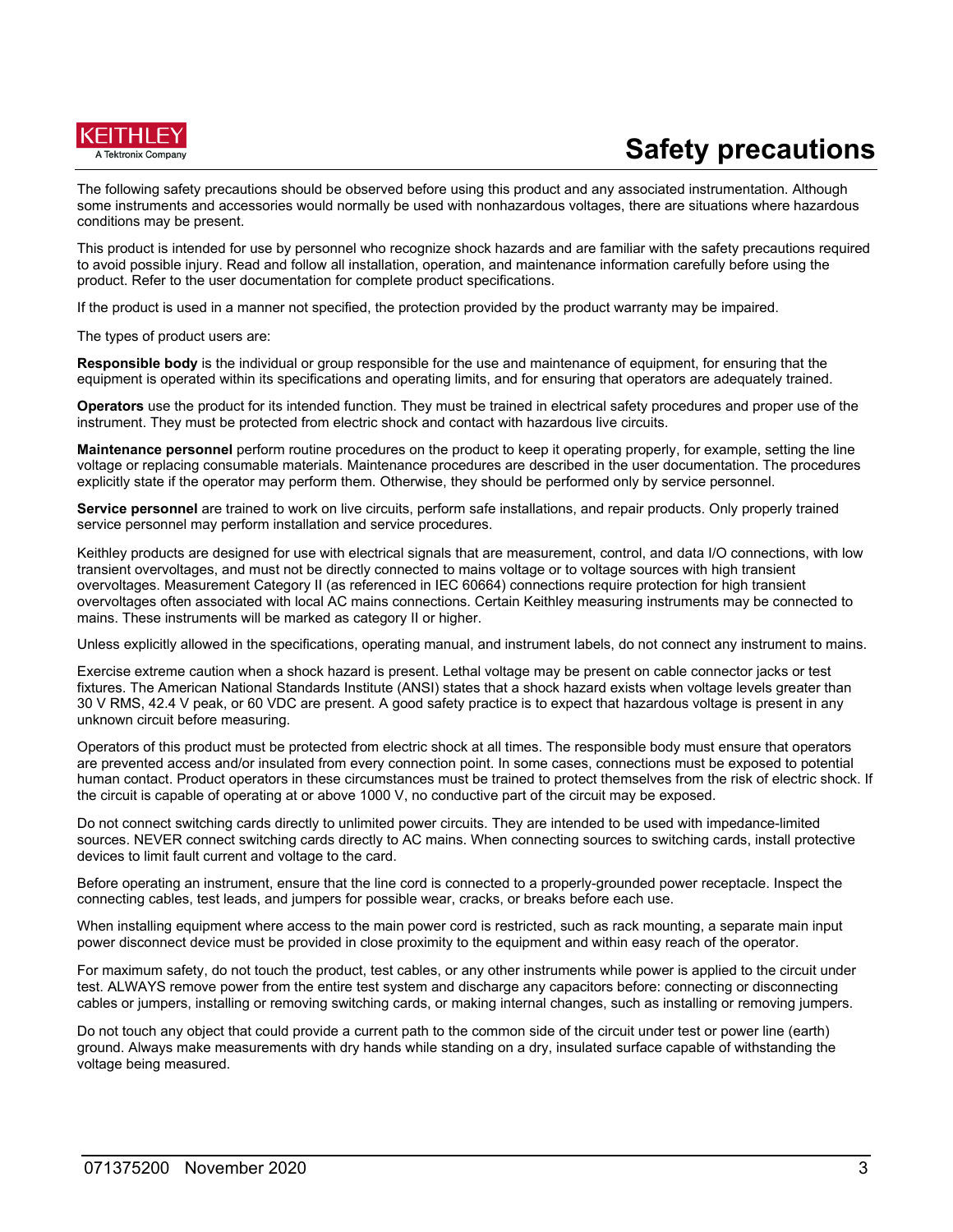# Safety precautions

The following safety precautions should be observed before using this product and any associated instrumentation. Although some instruments and accessories would normally be used with nonhazardous voltages, there are situations where hazardous conditions may be present.

This product is intended for use by personnel who recognize shock hazards and are familiar with the safety precautions required to avoid possible injury. Read and follow all installation, operation, and maintenance information carefully before using the product. Refer to the user documentation for complete product specifications.

If the product is used in a manner not specified, the protection provided by the product warranty may be impaired.

The types of product users are:

**Responsible body** is the individual or group responsible for the use and maintenance of equipment, for ensuring that the equipment is operated within its specifications and operating limits, and for ensuring that operators are adequately trained.

**Operators** use the product for its intended function. They must be trained in electrical safety procedures and proper use of the instrument. They must be protected from electric shock and contact with hazardous live circuits.

**Maintenance personnel** perform routine procedures on the product to keep it operating properly, for example, setting the line voltage or replacing consumable materials. Maintenance procedures are described in the user documentation. The procedures explicitly state if the operator may perform them. Otherwise, they should be performed only by service personnel.

**Service personnel** are trained to work on live circuits, perform safe installations, and repair products. Only properly trained service personnel may perform installation and service procedures.

Keithley products are designed for use with electrical signals that are measurement, control, and data I/O connections, with low transient overvoltages, and must not be directly connected to mains voltage or to voltage sources with high transient overvoltages. Measurement Category II (as referenced in IEC 60664) connections require protection for high transient overvoltages often associated with local AC mains connections. Certain Keithley measuring instruments may be connected to mains. These instruments will be marked as category II or higher.

Unless explicitly allowed in the specifications, operating manual, and instrument labels, do not connect any instrument to mains.

Exercise extreme caution when a shock hazard is present. Lethal voltage may be present on cable connector jacks or test fixtures. The American National Standards Institute (ANSI) states that a shock hazard exists when voltage levels greater than 30 V RMS, 42.4 V peak, or 60 VDC are present. A good safety practice is to expect that hazardous voltage is present in any unknown circuit before measuring.

Operators of this product must be protected from electric shock at all times. The responsible body must ensure that operators are prevented access and/or insulated from every connection point. In some cases, connections must be exposed to potential human contact. Product operators in these circumstances must be trained to protect themselves from the risk of electric shock. If the circuit is capable of operating at or above 1000 V, no conductive part of the circuit may be exposed.

Do not connect switching cards directly to unlimited power circuits. They are intended to be used with impedance-limited sources. NEVER connect switching cards directly to AC mains. When connecting sources to switching cards, install protective devices to limit fault current and voltage to the card.

Before operating an instrument, ensure that the line cord is connected to a properly-grounded power receptacle. Inspect the connecting cables, test leads, and jumpers for possible wear, cracks, or breaks before each use.

When installing equipment where access to the main power cord is restricted, such as rack mounting, a separate main input power disconnect device must be provided in close proximity to the equipment and within easy reach of the operator.

For maximum safety, do not touch the product, test cables, or any other instruments while power is applied to the circuit under test. ALWAYS remove power from the entire test system and discharge any capacitors before: connecting or disconnecting cables or jumpers, installing or removing switching cards, or making internal changes, such as installing or removing jumpers.

Do not touch any object that could provide a current path to the common side of the circuit under test or power line (earth) ground. Always make measurements with dry hands while standing on a dry, insulated surface capable of withstanding the voltage being measured.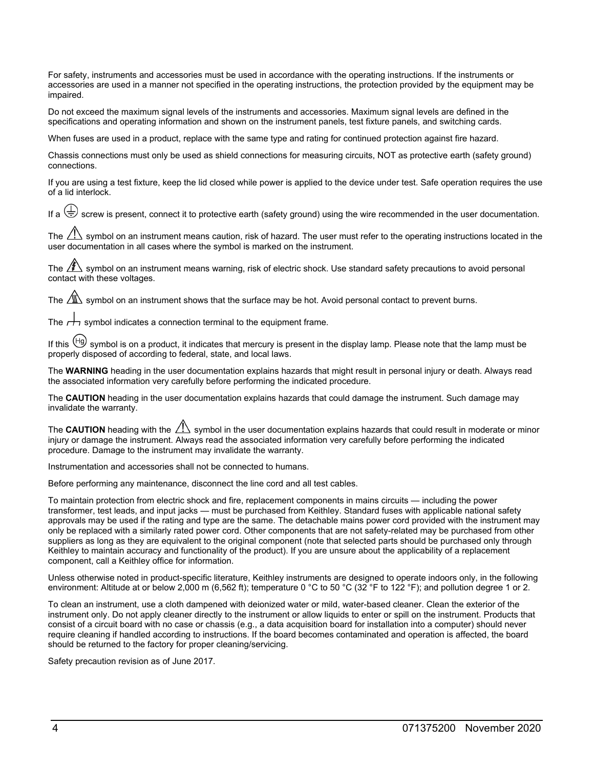For safety, instruments and accessories must be used in accordance with the operating instructions. If the instruments or accessories are used in a manner not specified in the operating instructions, the protection provided by the equipment may be impaired.

Do not exceed the maximum signal levels of the instruments and accessories. Maximum signal levels are defined in the specifications and operating information and shown on the instrument panels, test fixture panels, and switching cards.

When fuses are used in a product, replace with the same type and rating for continued protection against fire hazard.

Chassis connections must only be used as shield connections for measuring circuits, NOT as protective earth (safety ground) connections.

If you are using a test fixture, keep the lid closed while power is applied to the device under test. Safe operation requires the use of a lid interlock.

If a ⏚ screw is present, connect it to protective earth (safety ground) using the wire recommended in the user documentation.

The ⚠ symbol on an instrument means caution, risk of hazard. The user must refer to the operating instructions located in the user documentation in all cases where the symbol is marked on the instrument.

The ⚡ symbol on an instrument means warning, risk of electric shock. Use standard safety precautions to avoid personal contact with these voltages.

The symbol on an instrument shows that the surface may be hot. Avoid personal contact to prevent burns.

The symbol indicates a connection terminal to the equipment frame.

If this (Hg) symbol is on a product, it indicates that mercury is present in the display lamp. Please note that the lamp must be properly disposed of according to federal, state, and local laws.

The **WARNING** heading in the user documentation explains hazards that might result in personal injury or death. Always read the associated information very carefully before performing the indicated procedure.

The **CAUTION** heading in the user documentation explains hazards that could damage the instrument. Such damage may invalidate the warranty.

The **CAUTION** heading with the ⚠ symbol in the user documentation explains hazards that could result in moderate or minor injury or damage the instrument. Always read the associated information very carefully before performing the indicated procedure. Damage to the instrument may invalidate the warranty.

Instrumentation and accessories shall not be connected to humans.

Before performing any maintenance, disconnect the line cord and all test cables.

To maintain protection from electric shock and fire, replacement components in mains circuits — including the power transformer, test leads, and input jacks — must be purchased from Keithley. Standard fuses with applicable national safety approvals may be used if the rating and type are the same. The detachable mains power cord provided with the instrument may only be replaced with a similarly rated power cord. Other components that are not safety-related may be purchased from other suppliers as long as they are equivalent to the original component (note that selected parts should be purchased only through Keithley to maintain accuracy and functionality of the product). If you are unsure about the applicability of a replacement component, call a Keithley office for information.

Unless otherwise noted in product-specific literature, Keithley instruments are designed to operate indoors only, in the following environment: Altitude at or below 2,000 m (6,562 ft); temperature 0 °C to 50 °C (32 °F to 122 °F); and pollution degree 1 or 2.

To clean an instrument, use a cloth dampened with deionized water or mild, water-based cleaner. Clean the exterior of the instrument only. Do not apply cleaner directly to the instrument or allow liquids to enter or spill on the instrument. Products that consist of a circuit board with no case or chassis (e.g., a data acquisition board for installation into a computer) should never require cleaning if handled according to instructions. If the board becomes contaminated and operation is affected, the board should be returned to the factory for proper cleaning/servicing.

Safety precaution revision as of June 2017.

071375200 November 2020